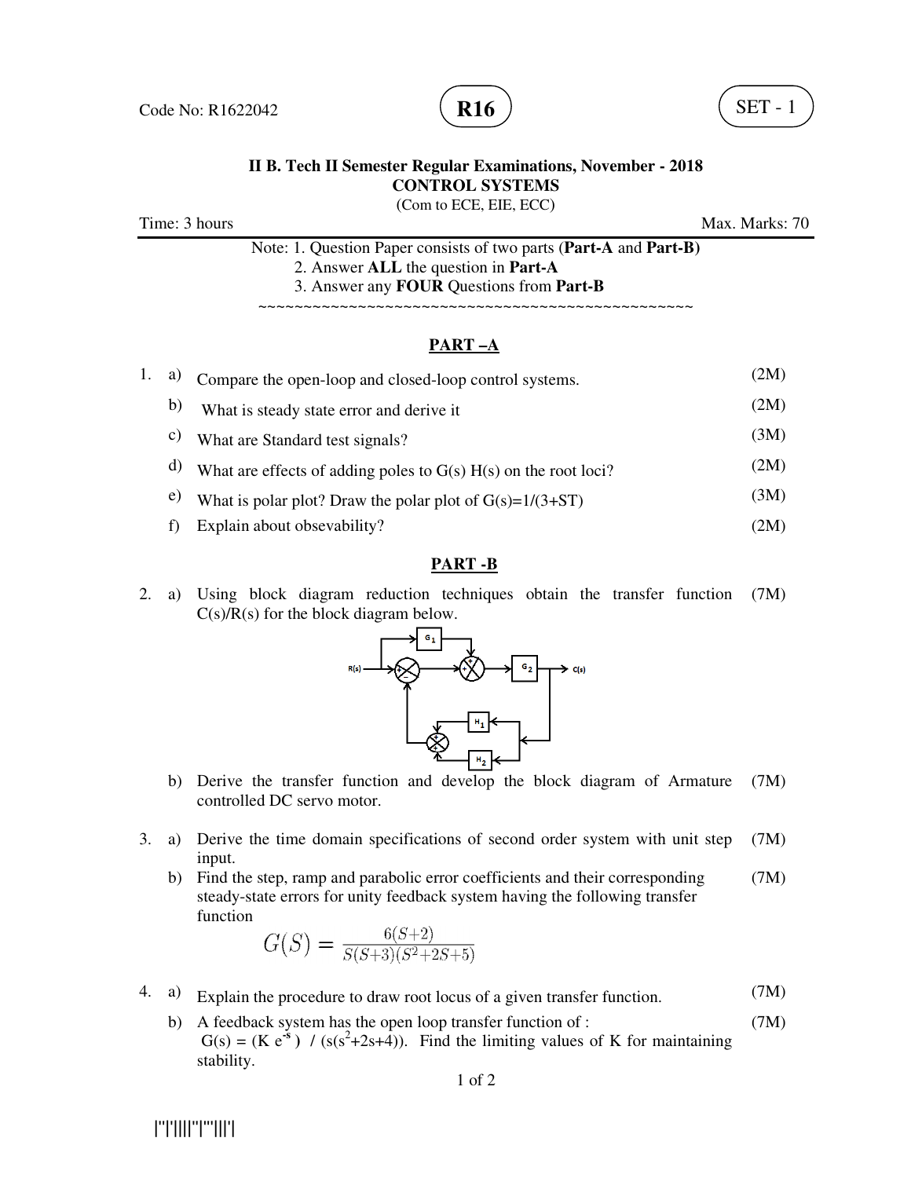Code No: R1622042

**R16**

SET - 1

**II B. Tech II Semester Regular Examinations, November - 2018**
**CONTROL SYSTEMS**
(Com to ECE, EIE, ECC)

Time: 3 hours | Max. Marks: 70

Note: 1. Question Paper consists of two parts (**Part-A** and **Part-B)**
2. Answer **ALL** the question in **Part-A**
3. Answer any **FOUR** Questions from **Part-B**

~~~~~~~~~~~~~~~~~~~~~~~~~~~~~~~~~~~~~~~~~~~~~~~~~~

## PART –A

1. a) Compare the open-loop and closed-loop control systems. (2M)

   b) What is steady state error and derive it (2M)

   c) What are Standard test signals? (3M)

   d) What are effects of adding poles to G(s) H(s) on the root loci? (2M)

   e) What is polar plot? Draw the polar plot of G(s)=1/(3+ST) (3M)

   f) Explain about obsevability? (2M)

## PART -B

2. a) Using block diagram reduction techniques obtain the transfer function C(s)/R(s) for the block diagram below. (7M)

   b) Derive the transfer function and develop the block diagram of Armature controlled DC servo motor. (7M)

3. a) Derive the time domain specifications of second order system with unit step input. (7M)

   b) Find the step, ramp and parabolic error coefficients and their corresponding steady-state errors for unity feedback system having the following transfer function (7M)

$$G(S) = \frac{6(S+2)}{S(S+3)(S^2+2S+5)}$$

4. a) Explain the procedure to draw root locus of a given transfer function. (7M)

   b) A feedback system has the open loop transfer function of : $G(s) = (K\,e^{-s}) \,/\, (s(s^2+2s+4))$. Find the limiting values of K for maintaining stability. (7M)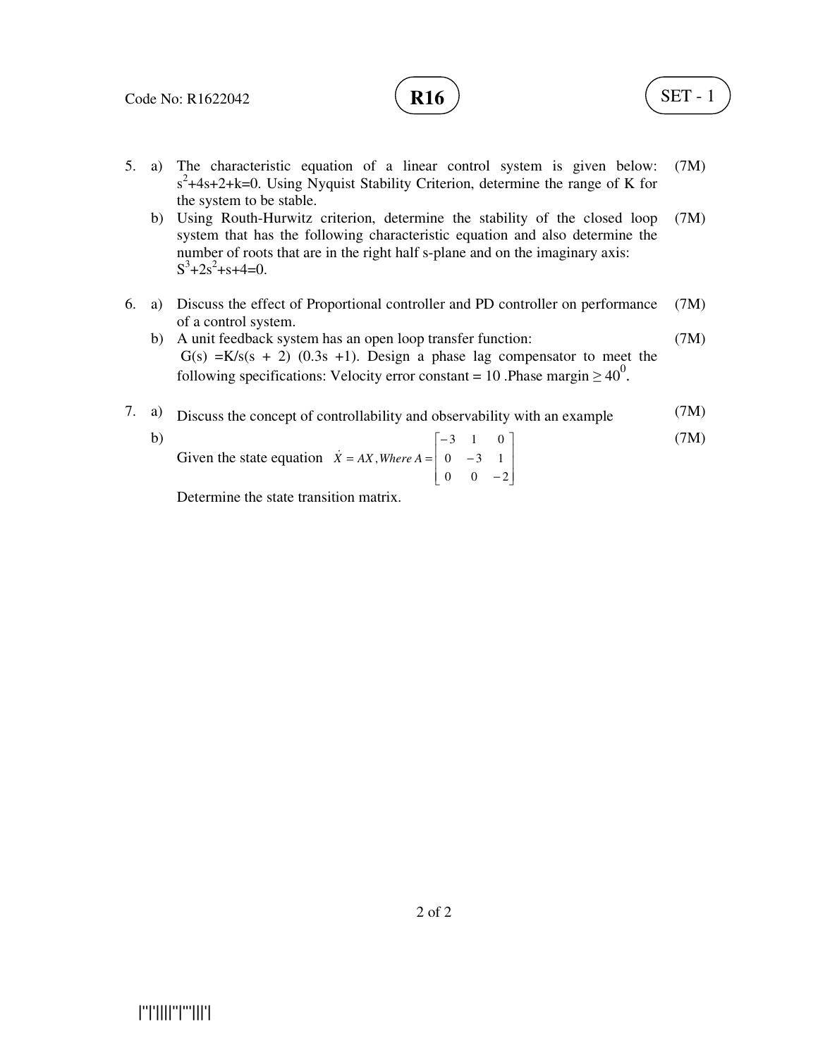5. a) The characteristic equation of a linear control system is given below: $s^2+4s+2+k=0$. Using Nyquist Stability Criterion, determine the range of K for the system to be stable. (7M)

   b) Using Routh-Hurwitz criterion, determine the stability of the closed loop system that has the following characteristic equation and also determine the number of roots that are in the right half s-plane and on the imaginary axis: $S^3+2s^2+s+4=0$. (7M)

6. a) Discuss the effect of Proportional controller and PD controller on performance of a control system. (7M)

   b) A unit feedback system has an open loop transfer function: $G(s) = K/s(s + 2)(0.3s + 1)$. Design a phase lag compensator to meet the following specifications: Velocity error constant = 10 .Phase margin $\geq 40^0$. (7M)

7. a) Discuss the concept of controllability and observability with an example (7M)

   b) Given the state equation $\dot{X} = AX, Where\ A = \begin{bmatrix} -3 & 1 & 0 \\ 0 & -3 & 1 \\ 0 & 0 & -2 \end{bmatrix}$ (7M)

   Determine the state transition matrix.